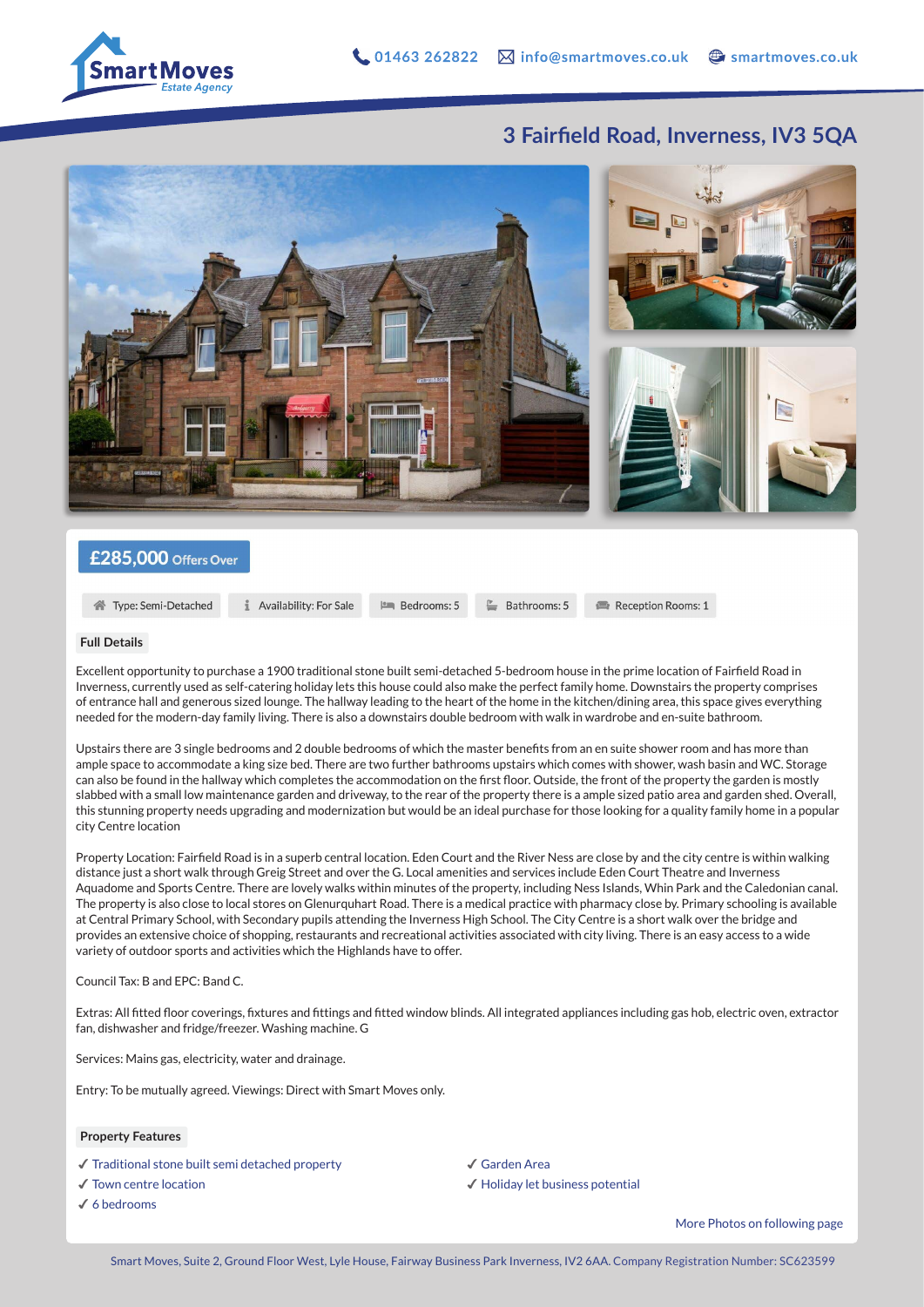SmartMoves Estate Agency

01463 262822 | info@smartmoves.co.uk | smartmoves.co.uk

# 3 Fairfield Road, Inverness, IV3 5QA

**£285,000** Offers Over

Type: Semi-Detached | Availability: For Sale | Bedrooms: 5 | Bathrooms: 5 | Reception Rooms: 1

## Full Details

Excellent opportunity to purchase a 1900 traditional stone built semi-detached 5-bedroom house in the prime location of Fairfield Road in Inverness, currently used as self-catering holiday lets this house could also make the perfect family home. Downstairs the property comprises of entrance hall and generous sized lounge. The hallway leading to the heart of the home in the kitchen/dining area, this space gives everything needed for the modern-day family living. There is also a downstairs double bedroom with walk in wardrobe and en-suite bathroom.

Upstairs there are 3 single bedrooms and 2 double bedrooms of which the master benefits from an en suite shower room and has more than ample space to accommodate a king size bed. There are two further bathrooms upstairs which comes with shower, wash basin and WC. Storage can also be found in the hallway which completes the accommodation on the first floor. Outside, the front of the property the garden is mostly slabbed with a small low maintenance garden and driveway, to the rear of the property there is a ample sized patio area and garden shed. Overall, this stunning property needs upgrading and modernization but would be an ideal purchase for those looking for a quality family home in a popular city Centre location

Property Location: Fairfield Road is in a superb central location. Eden Court and the River Ness are close by and the city centre is within walking distance just a short walk through Greig Street and over the G. Local amenities and services include Eden Court Theatre and Inverness Aquadome and Sports Centre. There are lovely walks within minutes of the property, including Ness Islands, Whin Park and the Caledonian canal. The property is also close to local stores on Glenurquhart Road. There is a medical practice with pharmacy close by. Primary schooling is available at Central Primary School, with Secondary pupils attending the Inverness High School. The City Centre is a short walk over the bridge and provides an extensive choice of shopping, restaurants and recreational activities associated with city living. There is an easy access to a wide variety of outdoor sports and activities which the Highlands have to offer.

Council Tax: B and EPC: Band C.

Extras: All fitted floor coverings, fixtures and fittings and fitted window blinds. All integrated appliances including gas hob, electric oven, extractor fan, dishwasher and fridge/freezer. Washing machine. G

Services: Mains gas, electricity, water and drainage.

Entry: To be mutually agreed. Viewings: Direct with Smart Moves only.

## Property Features

- ✓ Traditional stone built semi detached property
- ✓ Town centre location
- ✓ 6 bedrooms
- ✓ Garden Area
- ✓ Holiday let business potential

More Photos on following page

Smart Moves, Suite 2, Ground Floor West, Lyle House, Fairway Business Park Inverness, IV2 6AA. Company Registration Number: SC623599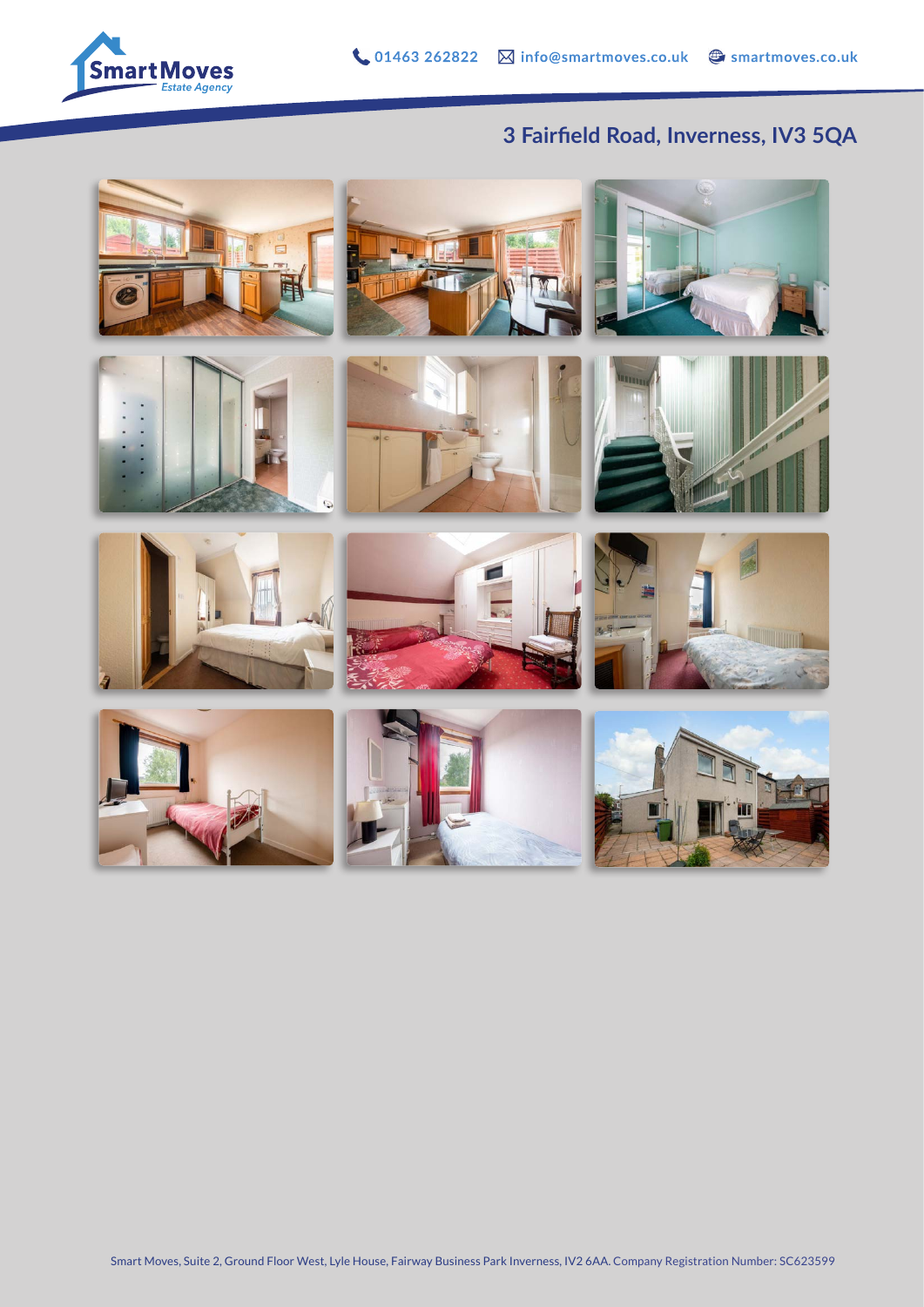# 3 Fairfield Road, Inverness, IV3 5QA